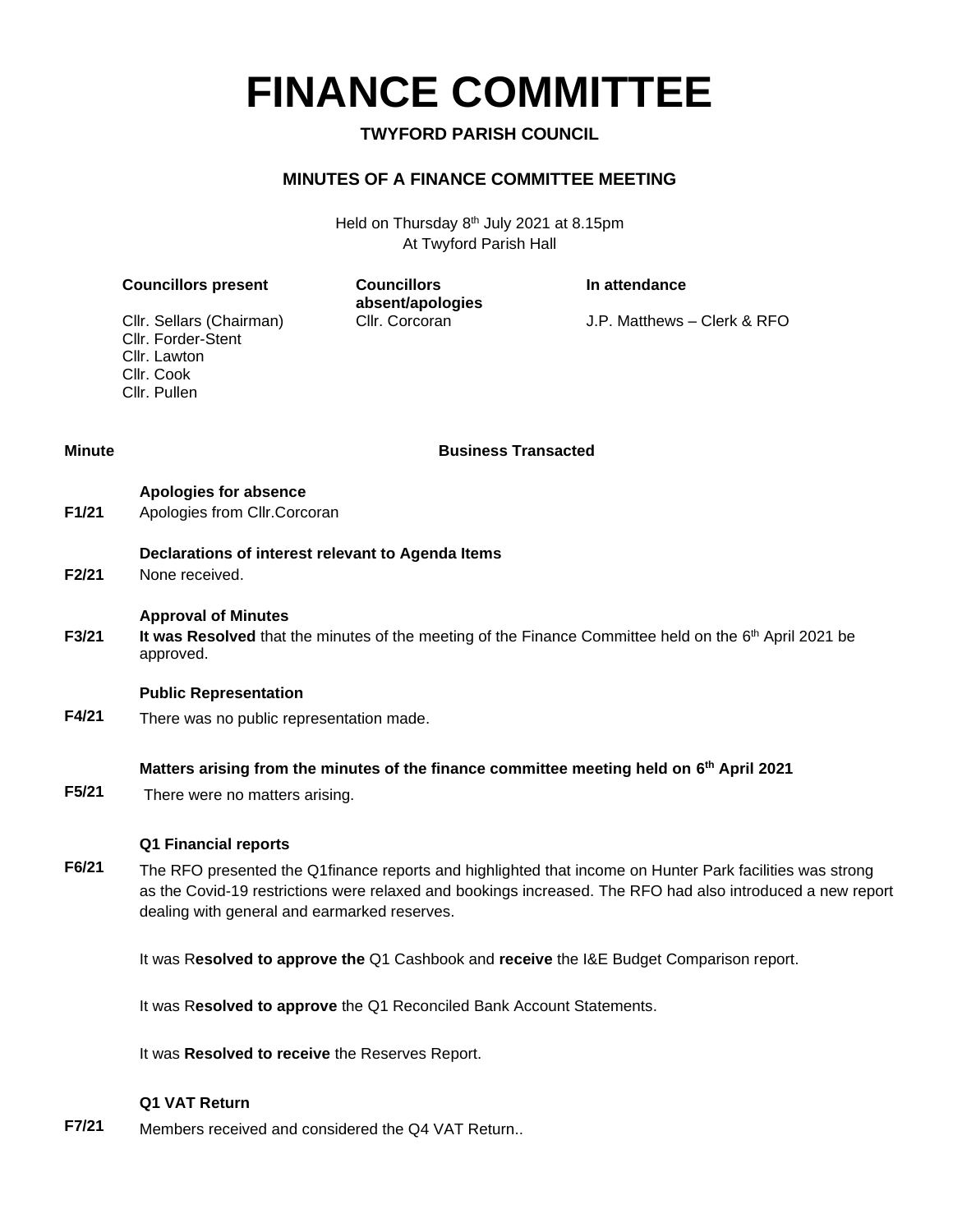# FINANCE COMMITTEE

**TWYFORD PARISH COUNCIL**

**MINUTES OF A FINANCE COMMITTEE MEETING**

Held on Thursday 8th July 2021 at 8.15pm
At Twyford Parish Hall

| **Councillors present** | **Councillors absent/apologies** | **In attendance** |
|---|---|---|
| Cllr. Sellars (Chairman)<br>Cllr. Forder-Stent<br>Cllr. Lawton<br>Cllr. Cook<br>Cllr. Pullen | Cllr. Corcoran | J.P. Matthews – Clerk & RFO |

| **Minute** | **Business Transacted** |
|---|---|
| **F1/21** | **Apologies for absence**<br>Apologies from Cllr.Corcoran |
| **F2/21** | **Declarations of interest relevant to Agenda Items**<br>None received. |
| **F3/21** | **Approval of Minutes**<br>**It was Resolved** that the minutes of the meeting of the Finance Committee held on the 6th April 2021 be approved. |
| **F4/21** | **Public Representation**<br>There was no public representation made. |
| **F5/21** | **Matters arising from the minutes of the finance committee meeting held on 6th April 2021**<br>There were no matters arising. |
| **F6/21** | **Q1 Financial reports**<br>The RFO presented the Q1finance reports and highlighted that income on Hunter Park facilities was strong as the Covid-19 restrictions were relaxed and bookings increased. The RFO had also introduced a new report dealing with general and earmarked reserves.<br><br>It was R**esolved to approve the** Q1 Cashbook and **receive** the I&E Budget Comparison report.<br><br>It was R**esolved to approve** the Q1 Reconciled Bank Account Statements.<br><br>It was **Resolved to receive** the Reserves Report. |
| **F7/21** | **Q1 VAT Return**<br>Members received and considered the Q4 VAT Return.. |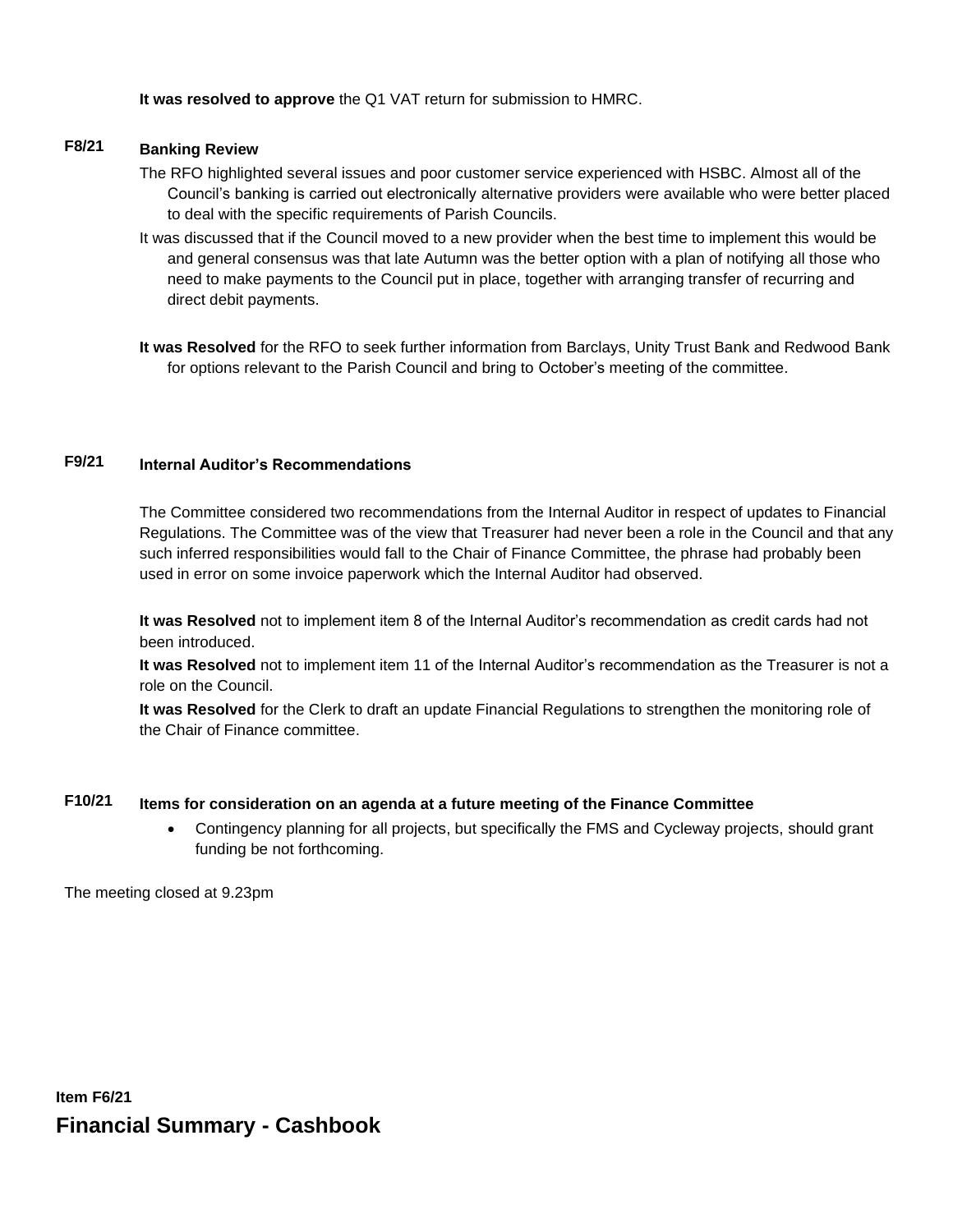**It was resolved to approve** the Q1 VAT return for submission to HMRC.

### F8/21 Banking Review

The RFO highlighted several issues and poor customer service experienced with HSBC. Almost all of the Council's banking is carried out electronically alternative providers were available who were better placed to deal with the specific requirements of Parish Councils.

It was discussed that if the Council moved to a new provider when the best time to implement this would be and general consensus was that late Autumn was the better option with a plan of notifying all those who need to make payments to the Council put in place, together with arranging transfer of recurring and direct debit payments.

**It was Resolved** for the RFO to seek further information from Barclays, Unity Trust Bank and Redwood Bank for options relevant to the Parish Council and bring to October's meeting of the committee.

### F9/21 Internal Auditor's Recommendations

The Committee considered two recommendations from the Internal Auditor in respect of updates to Financial Regulations. The Committee was of the view that Treasurer had never been a role in the Council and that any such inferred responsibilities would fall to the Chair of Finance Committee, the phrase had probably been used in error on some invoice paperwork which the Internal Auditor had observed.

**It was Resolved** not to implement item 8 of the Internal Auditor's recommendation as credit cards had not been introduced.

**It was Resolved** not to implement item 11 of the Internal Auditor's recommendation as the Treasurer is not a role on the Council.

**It was Resolved** for the Clerk to draft an update Financial Regulations to strengthen the monitoring role of the Chair of Finance committee.

### F10/21 Items for consideration on an agenda at a future meeting of the Finance Committee

- Contingency planning for all projects, but specifically the FMS and Cycleway projects, should grant funding be not forthcoming.

The meeting closed at 9.23pm

**Item F6/21**

## Financial Summary - Cashbook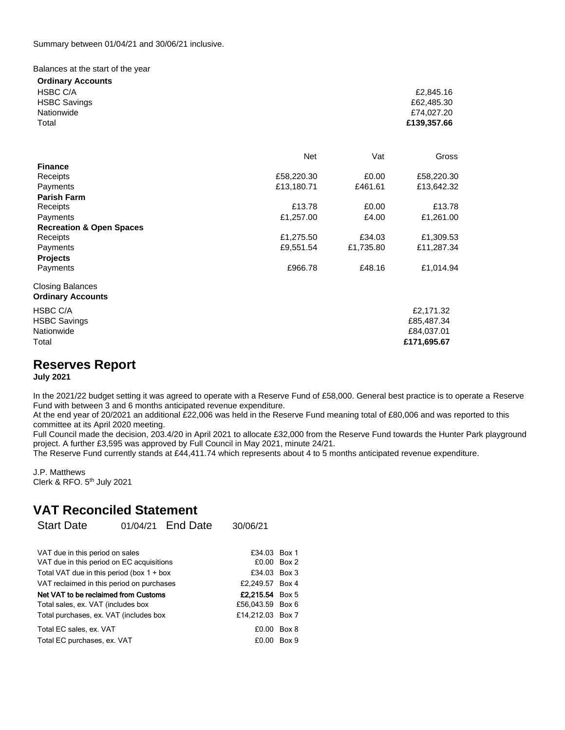Summary between 01/04/21 and 30/06/21 inclusive.

Balances at the start of the year

| | |
|---|---|
| **Ordinary Accounts** | |
| HSBC C/A | £2,845.16 |
| HSBC Savings | £62,485.30 |
| Nationwide | £74,027.20 |
| Total | **£139,357.66** |

| | Net | Vat | Gross |
|---|---|---|---|
| **Finance** | | | |
| Receipts | £58,220.30 | £0.00 | £58,220.30 |
| Payments | £13,180.71 | £461.61 | £13,642.32 |
| **Parish Farm** | | | |
| Receipts | £13.78 | £0.00 | £13.78 |
| Payments | £1,257.00 | £4.00 | £1,261.00 |
| **Recreation & Open Spaces** | | | |
| Receipts | £1,275.50 | £34.03 | £1,309.53 |
| Payments | £9,551.54 | £1,735.80 | £11,287.34 |
| **Projects** | | | |
| Payments | £966.78 | £48.16 | £1,014.94 |

Closing Balances

| | |
|---|---|
| **Ordinary Accounts** | |
| HSBC C/A | £2,171.32 |
| HSBC Savings | £85,487.34 |
| Nationwide | £84,037.01 |
| Total | **£171,695.67** |

## Reserves Report

**July 2021**

In the 2021/22 budget setting it was agreed to operate with a Reserve Fund of £58,000. General best practice is to operate a Reserve Fund with between 3 and 6 months anticipated revenue expenditure.
At the end year of 20/2021 an additional £22,006 was held in the Reserve Fund meaning total of £80,006 and was reported to this committee at its April 2020 meeting.
Full Council made the decision, 203.4/20 in April 2021 to allocate £32,000 from the Reserve Fund towards the Hunter Park playground project. A further £3,595 was approved by Full Council in May 2021, minute 24/21.
The Reserve Fund currently stands at £44,411.74 which represents about 4 to 5 months anticipated revenue expenditure.

J.P. Matthews
Clerk & RFO. 5th July 2021

## VAT Reconciled Statement

Start Date 01/04/21 End Date 30/06/21

| | | |
|---|---|---|
| VAT due in this period on sales | £34.03 | Box 1 |
| VAT due in this period on EC acquisitions | £0.00 | Box 2 |
| Total VAT due in this period (box 1 + box | £34.03 | Box 3 |
| VAT reclaimed in this period on purchases | £2,249.57 | Box 4 |
| **Net VAT to be reclaimed from Customs** | **£2,215.54** | Box 5 |
| Total sales, ex. VAT (includes box | £56,043.59 | Box 6 |
| Total purchases, ex. VAT (includes box | £14,212.03 | Box 7 |
| Total EC sales, ex. VAT | £0.00 | Box 8 |
| Total EC purchases, ex. VAT | £0.00 | Box 9 |